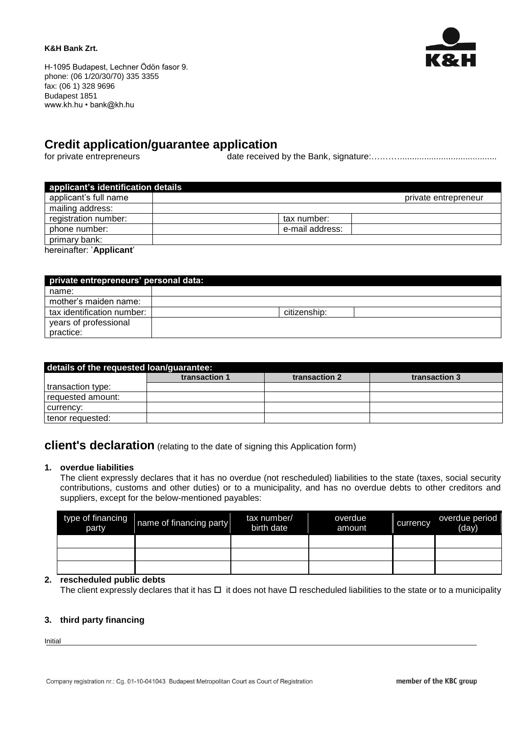**K&H Bank Zrt.**

H-1095 Budapest, Lechner Ödön fasor 9.
phone: (06 1/20/30/70) 335 3355
fax: (06 1) 328 9696
Budapest 1851
www.kh.hu • bank@kh.hu

# Credit application/guarantee application

for private entrepreneurs date received by the Bank, signature:………........................................

| applicant's identification details | | | |
|---|---|---|---|
| applicant's full name | | | private entrepreneur |
| mailing address: | | | |
| registration number: | | tax number: | |
| phone number: | | e-mail address: | |
| primary bank: | | | |

hereinafter: '**Applicant**'

| private entrepreneurs' personal data: | | | |
|---|---|---|---|
| name: | | | |
| mother's maiden name: | | | |
| tax identification number: | | citizenship: | |
| years of professional practice: | | | |

| details of the requested loan/guarantee: | transaction 1 | transaction 2 | transaction 3 |
|---|---|---|---|
| transaction type: | | | |
| requested amount: | | | |
| currency: | | | |
| tenor requested: | | | |

## client's declaration (relating to the date of signing this Application form)

1. **overdue liabilities**

   The client expressly declares that it has no overdue (not rescheduled) liabilities to the state (taxes, social security contributions, customs and other duties) or to a municipality, and has no overdue debts to other creditors and suppliers, except for the below-mentioned payables:

| type of financing party | name of financing party | tax number/ birth date | overdue amount | currency | overdue period (day) |
|---|---|---|---|---|---|
| | | | | | |
| | | | | | |
| | | | | | |

2. **rescheduled public debts**

   The client expressly declares that it has ☐ it does not have ☐ rescheduled liabilities to the state or to a municipality

3. **third party financing**

Initial

Company registration nr.: Cg. 01-10-041043 Budapest Metropolitan Court as Court of Registration

member of the KBC group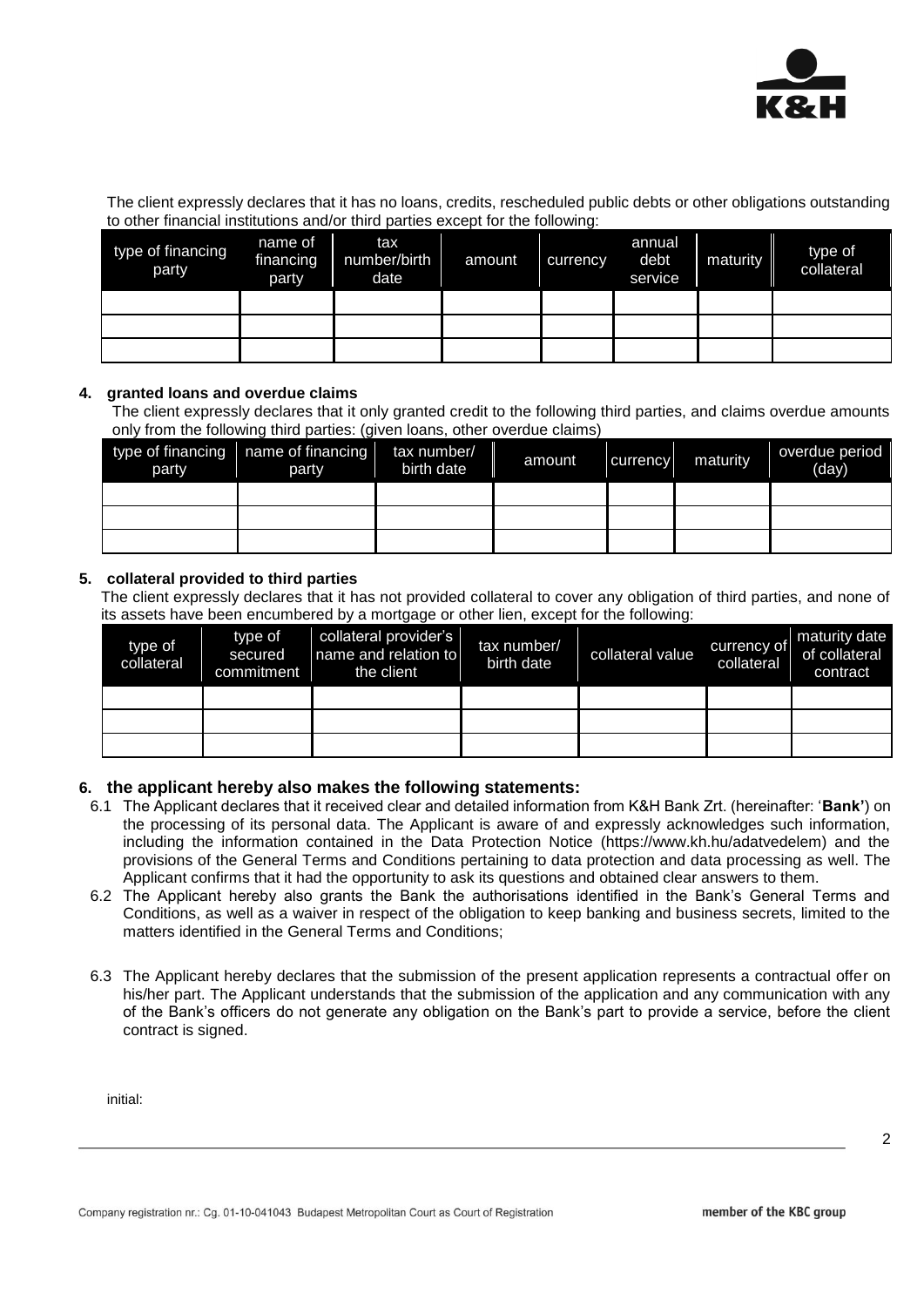The client expressly declares that it has no loans, credits, rescheduled public debts or other obligations outstanding to other financial institutions and/or third parties except for the following:

| type of financing party | name of financing party | tax number/birth date | amount | currency | annual debt service | maturity | type of collateral |
|---|---|---|---|---|---|---|---|
| | | | | | | | |
| | | | | | | | |
| | | | | | | | |

**4. granted loans and overdue claims**

The client expressly declares that it only granted credit to the following third parties, and claims overdue amounts only from the following third parties: (given loans, other overdue claims)

| type of financing party | name of financing party | tax number/ birth date | amount | currency | maturity | overdue period (day) |
|---|---|---|---|---|---|---|
| | | | | | | |
| | | | | | | |
| | | | | | | |

**5. collateral provided to third parties**

The client expressly declares that it has not provided collateral to cover any obligation of third parties, and none of its assets have been encumbered by a mortgage or other lien, except for the following:

| type of collateral | type of secured commitment | collateral provider's name and relation to the client | tax number/ birth date | collateral value | currency of collateral | maturity date of collateral contract |
|---|---|---|---|---|---|---|
| | | | | | | |
| | | | | | | |
| | | | | | | |

**6. the applicant hereby also makes the following statements:**

6.1 The Applicant declares that it received clear and detailed information from K&H Bank Zrt. (hereinafter: '**Bank'**) on the processing of its personal data. The Applicant is aware of and expressly acknowledges such information, including the information contained in the Data Protection Notice (https://www.kh.hu/adatvedelem) and the provisions of the General Terms and Conditions pertaining to data protection and data processing as well. The Applicant confirms that it had the opportunity to ask its questions and obtained clear answers to them.

6.2 The Applicant hereby also grants the Bank the authorisations identified in the Bank's General Terms and Conditions, as well as a waiver in respect of the obligation to keep banking and business secrets, limited to the matters identified in the General Terms and Conditions;

6.3 The Applicant hereby declares that the submission of the present application represents a contractual offer on his/her part. The Applicant understands that the submission of the application and any communication with any of the Bank's officers do not generate any obligation on the Bank's part to provide a service, before the client contract is signed.

initial: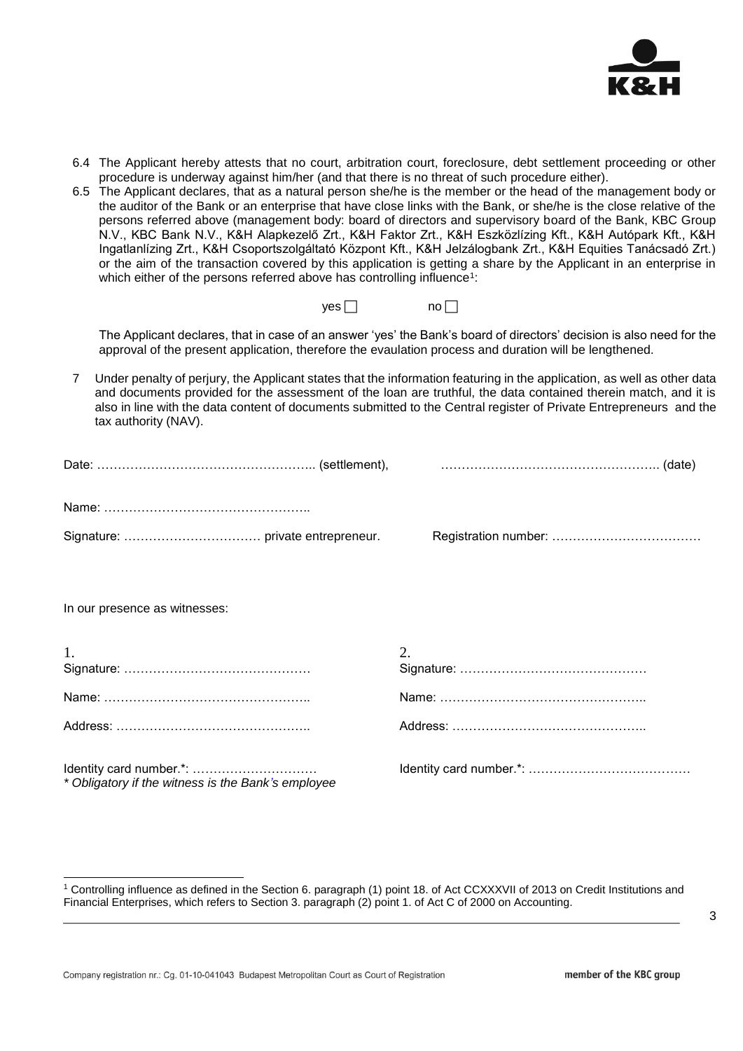6.4 The Applicant hereby attests that no court, arbitration court, foreclosure, debt settlement proceeding or other procedure is underway against him/her (and that there is no threat of such procedure either).

6.5 The Applicant declares, that as a natural person she/he is the member or the head of the management body or the auditor of the Bank or an enterprise that have close links with the Bank, or she/he is the close relative of the persons referred above (management body: board of directors and supervisory board of the Bank, KBC Group N.V., KBC Bank N.V., K&H Alapkezelő Zrt., K&H Faktor Zrt., K&H Eszközlízing Kft., K&H Autópark Kft., K&H Ingatlanlízing Zrt., K&H Csoportszolgáltató Központ Kft., K&H Jelzálogbank Zrt., K&H Equities Tanácsadó Zrt.) or the aim of the transaction covered by this application is getting a share by the Applicant in an enterprise in which either of the persons referred above has controlling influence[1]:

yes ☐ no ☐

The Applicant declares, that in case of an answer 'yes' the Bank's board of directors' decision is also need for the approval of the present application, therefore the evaulation process and duration will be lengthened.

7 Under penalty of perjury, the Applicant states that the information featuring in the application, as well as other data and documents provided for the assessment of the loan are truthful, the data contained therein match, and it is also in line with the data content of documents submitted to the Central register of Private Entrepreneurs and the tax authority (NAV).

Date: …………………………………………….. (settlement), ……………………………………………. (date)

Name: …………………………………………..

Signature: …………………………… private entrepreneur. Registration number: ………………………………

In our presence as witnesses:

1.
Signature: ……………………………………
Name: …………………………………………..
Address: ………………………………………..
Identity card number.*: …………………………
*\* Obligatory if the witness is the Bank's employee*

2.
Signature: ……………………………………
Name: …………………………………………..
Address: ………………………………………..
Identity card number.*: …………………………………

[1] Controlling influence as defined in the Section 6. paragraph (1) point 18. of Act CCXXXVII of 2013 on Credit Institutions and Financial Enterprises, which refers to Section 3. paragraph (2) point 1. of Act C of 2000 on Accounting.

Company registration nr.: Cg. 01-10-041043 Budapest Metropolitan Court as Court of Registration

member of the KBC group